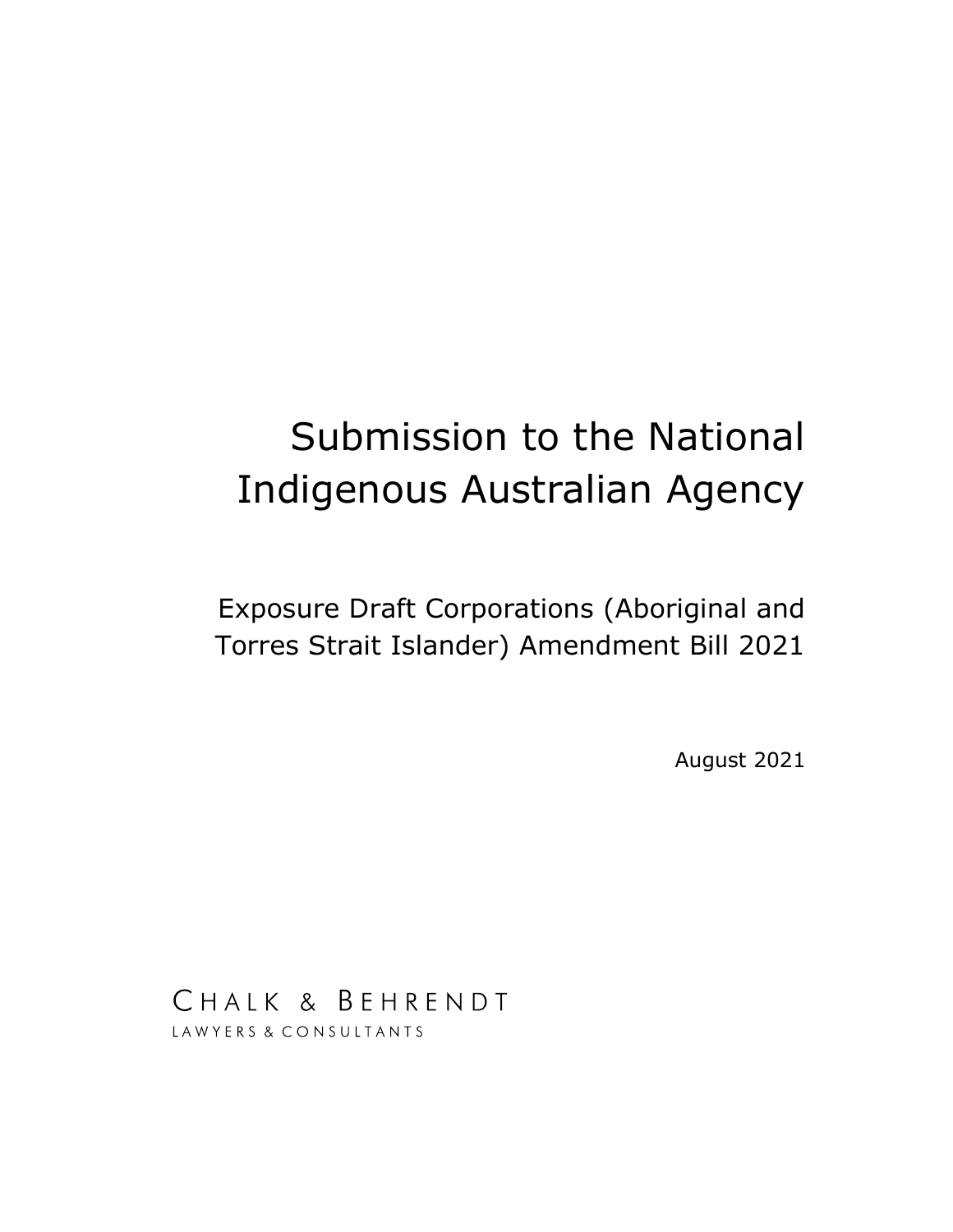# Submission to the National Indigenous Australian Agency

## Exposure Draft Corporations (Aboriginal and Torres Strait Islander) Amendment Bill 2021

August 2021

CHALK & BEHRENDT
LAWYERS & CONSULTANTS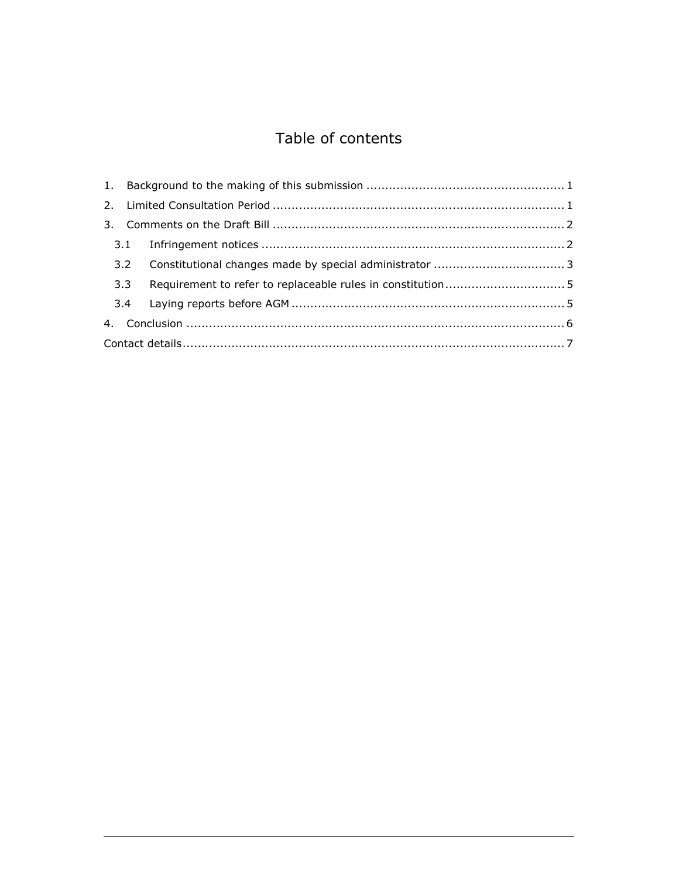# Table of contents

1. Background to the making of this submission ..................................................... 1
2. Limited Consultation Period .............................................................................. 1
3. Comments on the Draft Bill .............................................................................. 2
   - 3.1 Infringement notices ................................................................................. 2
   - 3.2 Constitutional changes made by special administrator ................................... 3
   - 3.3 Requirement to refer to replaceable rules in constitution................................ 5
   - 3.4 Laying reports before AGM ......................................................................... 5
4. Conclusion ...................................................................................................... 6

Contact details....................................................................................................... 7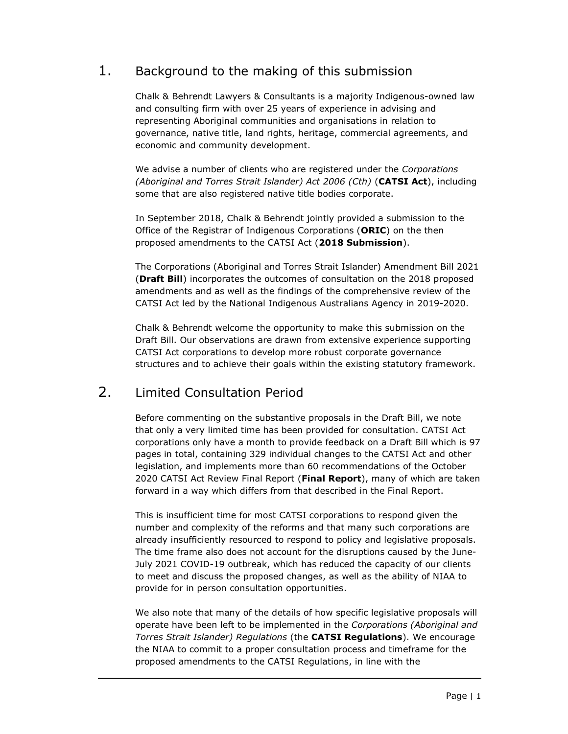## 1. Background to the making of this submission

Chalk & Behrendt Lawyers & Consultants is a majority Indigenous-owned law and consulting firm with over 25 years of experience in advising and representing Aboriginal communities and organisations in relation to governance, native title, land rights, heritage, commercial agreements, and economic and community development.

We advise a number of clients who are registered under the *Corporations (Aboriginal and Torres Strait Islander) Act 2006 (Cth)* (**CATSI Act**), including some that are also registered native title bodies corporate.

In September 2018, Chalk & Behrendt jointly provided a submission to the Office of the Registrar of Indigenous Corporations (**ORIC**) on the then proposed amendments to the CATSI Act (**2018 Submission**).

The Corporations (Aboriginal and Torres Strait Islander) Amendment Bill 2021 (**Draft Bill**) incorporates the outcomes of consultation on the 2018 proposed amendments and as well as the findings of the comprehensive review of the CATSI Act led by the National Indigenous Australians Agency in 2019-2020.

Chalk & Behrendt welcome the opportunity to make this submission on the Draft Bill. Our observations are drawn from extensive experience supporting CATSI Act corporations to develop more robust corporate governance structures and to achieve their goals within the existing statutory framework.

## 2. Limited Consultation Period

Before commenting on the substantive proposals in the Draft Bill, we note that only a very limited time has been provided for consultation. CATSI Act corporations only have a month to provide feedback on a Draft Bill which is 97 pages in total, containing 329 individual changes to the CATSI Act and other legislation, and implements more than 60 recommendations of the October 2020 CATSI Act Review Final Report (**Final Report**), many of which are taken forward in a way which differs from that described in the Final Report.

This is insufficient time for most CATSI corporations to respond given the number and complexity of the reforms and that many such corporations are already insufficiently resourced to respond to policy and legislative proposals. The time frame also does not account for the disruptions caused by the June-July 2021 COVID-19 outbreak, which has reduced the capacity of our clients to meet and discuss the proposed changes, as well as the ability of NIAA to provide for in person consultation opportunities.

We also note that many of the details of how specific legislative proposals will operate have been left to be implemented in the *Corporations (Aboriginal and Torres Strait Islander) Regulations* (the **CATSI Regulations**). We encourage the NIAA to commit to a proper consultation process and timeframe for the proposed amendments to the CATSI Regulations, in line with the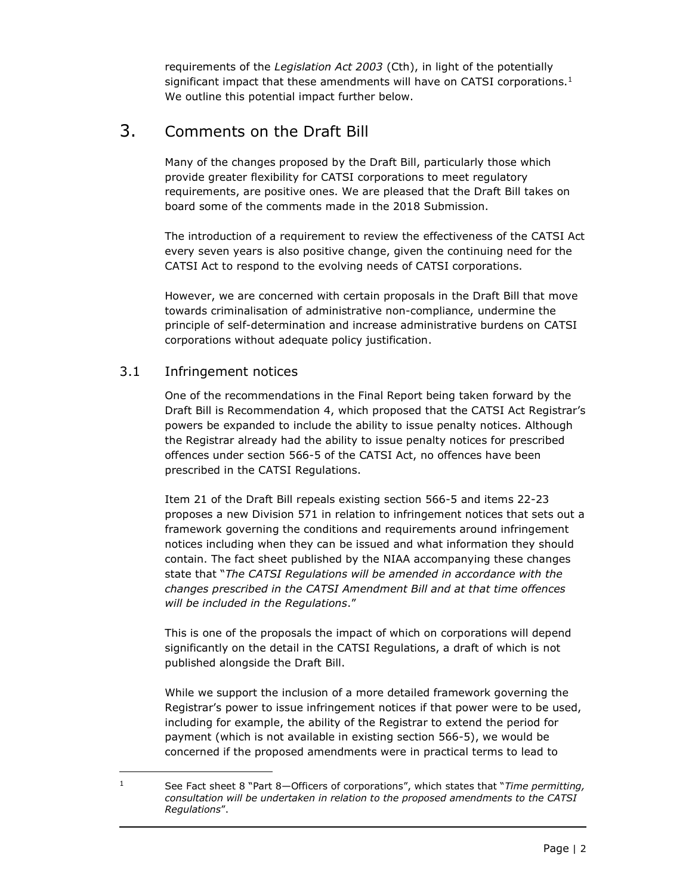requirements of the *Legislation Act 2003* (Cth), in light of the potentially significant impact that these amendments will have on CATSI corporations.[1] We outline this potential impact further below.

# 3. Comments on the Draft Bill

Many of the changes proposed by the Draft Bill, particularly those which provide greater flexibility for CATSI corporations to meet regulatory requirements, are positive ones. We are pleased that the Draft Bill takes on board some of the comments made in the 2018 Submission.

The introduction of a requirement to review the effectiveness of the CATSI Act every seven years is also positive change, given the continuing need for the CATSI Act to respond to the evolving needs of CATSI corporations.

However, we are concerned with certain proposals in the Draft Bill that move towards criminalisation of administrative non-compliance, undermine the principle of self-determination and increase administrative burdens on CATSI corporations without adequate policy justification.

## 3.1 Infringement notices

One of the recommendations in the Final Report being taken forward by the Draft Bill is Recommendation 4, which proposed that the CATSI Act Registrar's powers be expanded to include the ability to issue penalty notices. Although the Registrar already had the ability to issue penalty notices for prescribed offences under section 566-5 of the CATSI Act, no offences have been prescribed in the CATSI Regulations.

Item 21 of the Draft Bill repeals existing section 566-5 and items 22-23 proposes a new Division 571 in relation to infringement notices that sets out a framework governing the conditions and requirements around infringement notices including when they can be issued and what information they should contain. The fact sheet published by the NIAA accompanying these changes state that "*The CATSI Regulations will be amended in accordance with the changes prescribed in the CATSI Amendment Bill and at that time offences will be included in the Regulations*."

This is one of the proposals the impact of which on corporations will depend significantly on the detail in the CATSI Regulations, a draft of which is not published alongside the Draft Bill.

While we support the inclusion of a more detailed framework governing the Registrar's power to issue infringement notices if that power were to be used, including for example, the ability of the Registrar to extend the period for payment (which is not available in existing section 566-5), we would be concerned if the proposed amendments were in practical terms to lead to

---

[1] See Fact sheet 8 "Part 8—Officers of corporations", which states that "*Time permitting, consultation will be undertaken in relation to the proposed amendments to the CATSI Regulations*".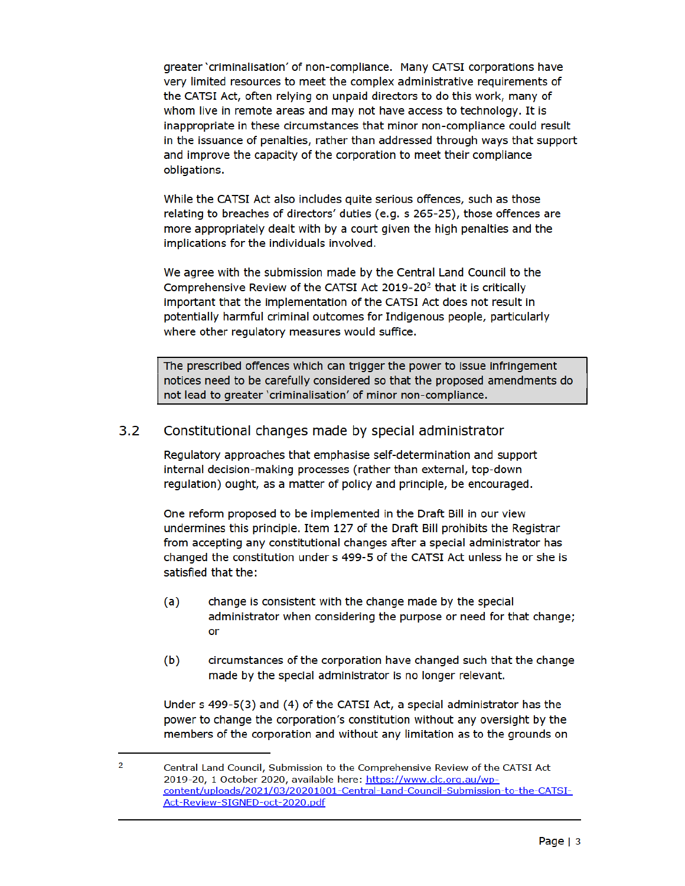greater 'criminalisation' of non-compliance. Many CATSI corporations have very limited resources to meet the complex administrative requirements of the CATSI Act, often relying on unpaid directors to do this work, many of whom live in remote areas and may not have access to technology. It is inappropriate in these circumstances that minor non-compliance could result in the issuance of penalties, rather than addressed through ways that support and improve the capacity of the corporation to meet their compliance obligations.

While the CATSI Act also includes quite serious offences, such as those relating to breaches of directors' duties (e.g. s 265-25), those offences are more appropriately dealt with by a court given the high penalties and the implications for the individuals involved.

We agree with the submission made by the Central Land Council to the Comprehensive Review of the CATSI Act 2019-20[2] that it is critically important that the implementation of the CATSI Act does not result in potentially harmful criminal outcomes for Indigenous people, particularly where other regulatory measures would suffice.

> The prescribed offences which can trigger the power to issue infringement notices need to be carefully considered so that the proposed amendments do not lead to greater 'criminalisation' of minor non-compliance.

## 3.2 Constitutional changes made by special administrator

Regulatory approaches that emphasise self-determination and support internal decision-making processes (rather than external, top-down regulation) ought, as a matter of policy and principle, be encouraged.

One reform proposed to be implemented in the Draft Bill in our view undermines this principle. Item 127 of the Draft Bill prohibits the Registrar from accepting any constitutional changes after a special administrator has changed the constitution under s 499-5 of the CATSI Act unless he or she is satisfied that the:

(a) change is consistent with the change made by the special administrator when considering the purpose or need for that change; or

(b) circumstances of the corporation have changed such that the change made by the special administrator is no longer relevant.

Under s 499-5(3) and (4) of the CATSI Act, a special administrator has the power to change the corporation's constitution without any oversight by the members of the corporation and without any limitation as to the grounds on

---

[2] Central Land Council, Submission to the Comprehensive Review of the CATSI Act 2019-20, 1 October 2020, available here: https://www.clc.org.au/wp-content/uploads/2021/03/20201001-Central-Land-Council-Submission-to-the-CATSI-Act-Review-SIGNED-oct-2020.pdf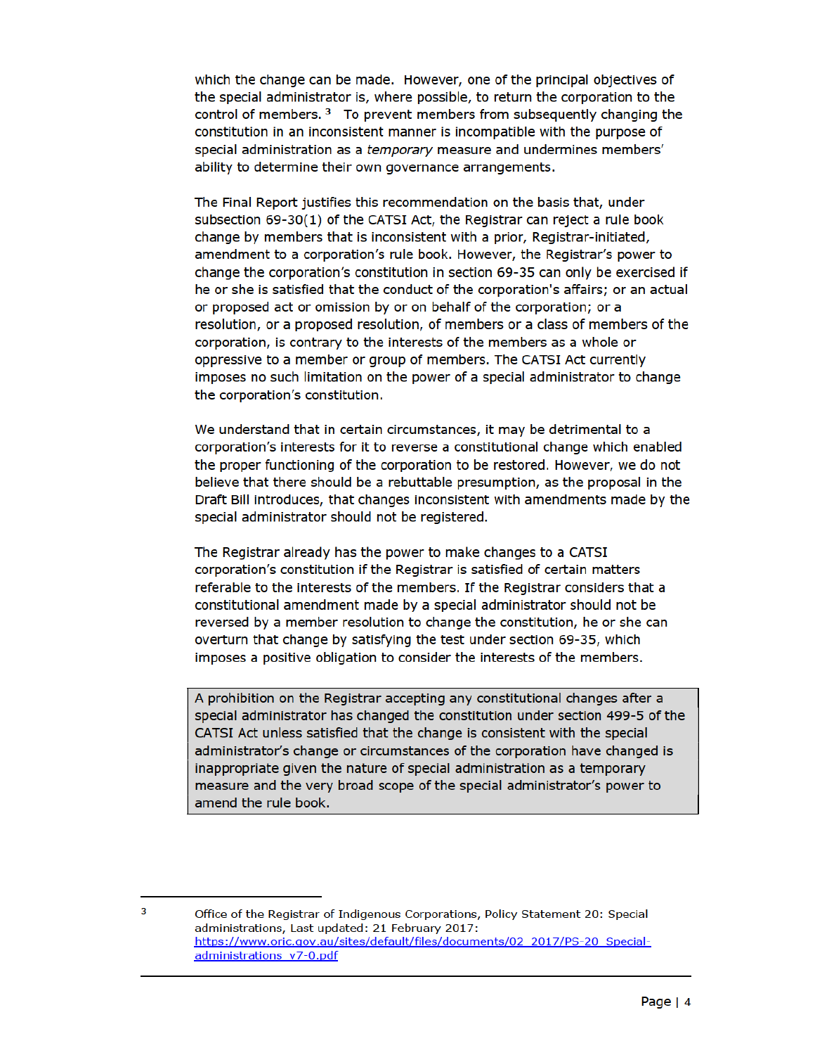which the change can be made. However, one of the principal objectives of the special administrator is, where possible, to return the corporation to the control of members.[3] To prevent members from subsequently changing the constitution in an inconsistent manner is incompatible with the purpose of special administration as a *temporary* measure and undermines members' ability to determine their own governance arrangements.

The Final Report justifies this recommendation on the basis that, under subsection 69-30(1) of the CATSI Act, the Registrar can reject a rule book change by members that is inconsistent with a prior, Registrar-initiated, amendment to a corporation's rule book. However, the Registrar's power to change the corporation's constitution in section 69-35 can only be exercised if he or she is satisfied that the conduct of the corporation's affairs; or an actual or proposed act or omission by or on behalf of the corporation; or a resolution, or a proposed resolution, of members or a class of members of the corporation, is contrary to the interests of the members as a whole or oppressive to a member or group of members. The CATSI Act currently imposes no such limitation on the power of a special administrator to change the corporation's constitution.

We understand that in certain circumstances, it may be detrimental to a corporation's interests for it to reverse a constitutional change which enabled the proper functioning of the corporation to be restored. However, we do not believe that there should be a rebuttable presumption, as the proposal in the Draft Bill introduces, that changes inconsistent with amendments made by the special administrator should not be registered.

The Registrar already has the power to make changes to a CATSI corporation's constitution if the Registrar is satisfied of certain matters referable to the interests of the members. If the Registrar considers that a constitutional amendment made by a special administrator should not be reversed by a member resolution to change the constitution, he or she can overturn that change by satisfying the test under section 69-35, which imposes a positive obligation to consider the interests of the members.

> A prohibition on the Registrar accepting any constitutional changes after a special administrator has changed the constitution under section 499-5 of the CATSI Act unless satisfied that the change is consistent with the special administrator's change or circumstances of the corporation have changed is inappropriate given the nature of special administration as a temporary measure and the very broad scope of the special administrator's power to amend the rule book.

---

[3] Office of the Registrar of Indigenous Corporations, Policy Statement 20: Special administrations, Last updated: 21 February 2017: https://www.oric.gov.au/sites/default/files/documents/02_2017/PS-20_Special-administrations_v7-0.pdf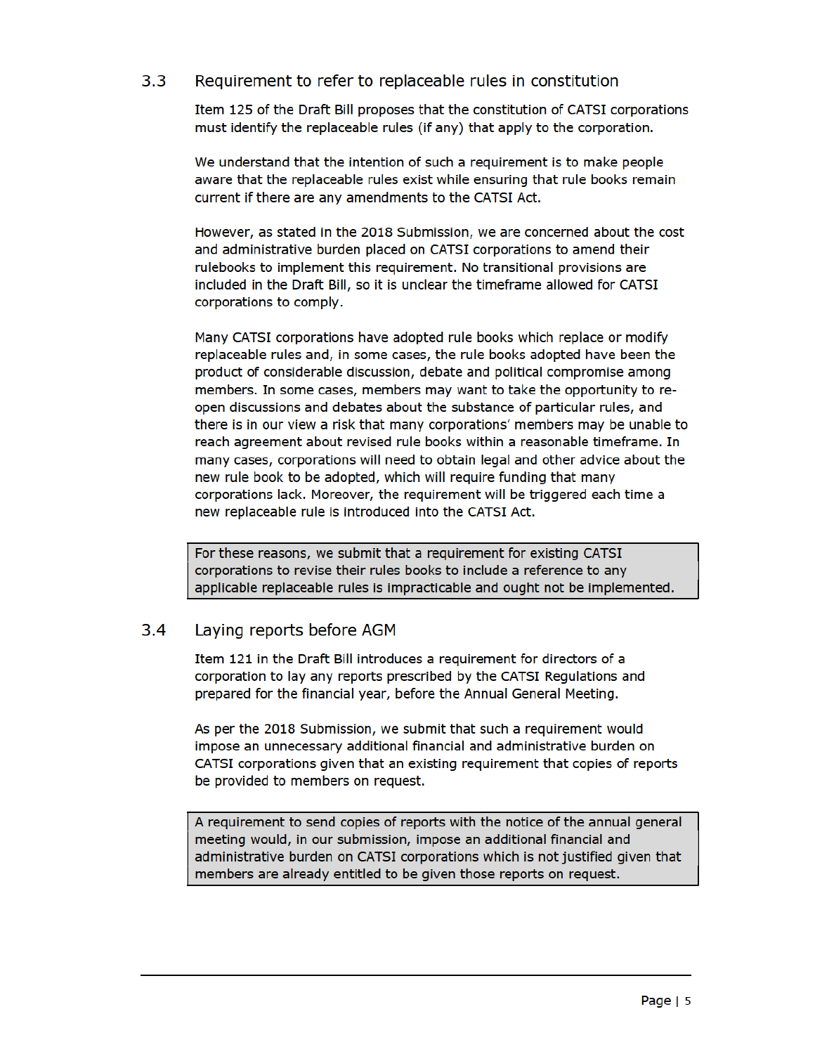## 3.3 Requirement to refer to replaceable rules in constitution

Item 125 of the Draft Bill proposes that the constitution of CATSI corporations must identify the replaceable rules (if any) that apply to the corporation.

We understand that the intention of such a requirement is to make people aware that the replaceable rules exist while ensuring that rule books remain current if there are any amendments to the CATSI Act.

However, as stated in the 2018 Submission, we are concerned about the cost and administrative burden placed on CATSI corporations to amend their rulebooks to implement this requirement. No transitional provisions are included in the Draft Bill, so it is unclear the timeframe allowed for CATSI corporations to comply.

Many CATSI corporations have adopted rule books which replace or modify replaceable rules and, in some cases, the rule books adopted have been the product of considerable discussion, debate and political compromise among members. In some cases, members may want to take the opportunity to re-open discussions and debates about the substance of particular rules, and there is in our view a risk that many corporations' members may be unable to reach agreement about revised rule books within a reasonable timeframe. In many cases, corporations will need to obtain legal and other advice about the new rule book to be adopted, which will require funding that many corporations lack. Moreover, the requirement will be triggered each time a new replaceable rule is introduced into the CATSI Act.

> For these reasons, we submit that a requirement for existing CATSI corporations to revise their rules books to include a reference to any applicable replaceable rules is impracticable and ought not be implemented.

## 3.4 Laying reports before AGM

Item 121 in the Draft Bill introduces a requirement for directors of a corporation to lay any reports prescribed by the CATSI Regulations and prepared for the financial year, before the Annual General Meeting.

As per the 2018 Submission, we submit that such a requirement would impose an unnecessary additional financial and administrative burden on CATSI corporations given that an existing requirement that copies of reports be provided to members on request.

> A requirement to send copies of reports with the notice of the annual general meeting would, in our submission, impose an additional financial and administrative burden on CATSI corporations which is not justified given that members are already entitled to be given those reports on request.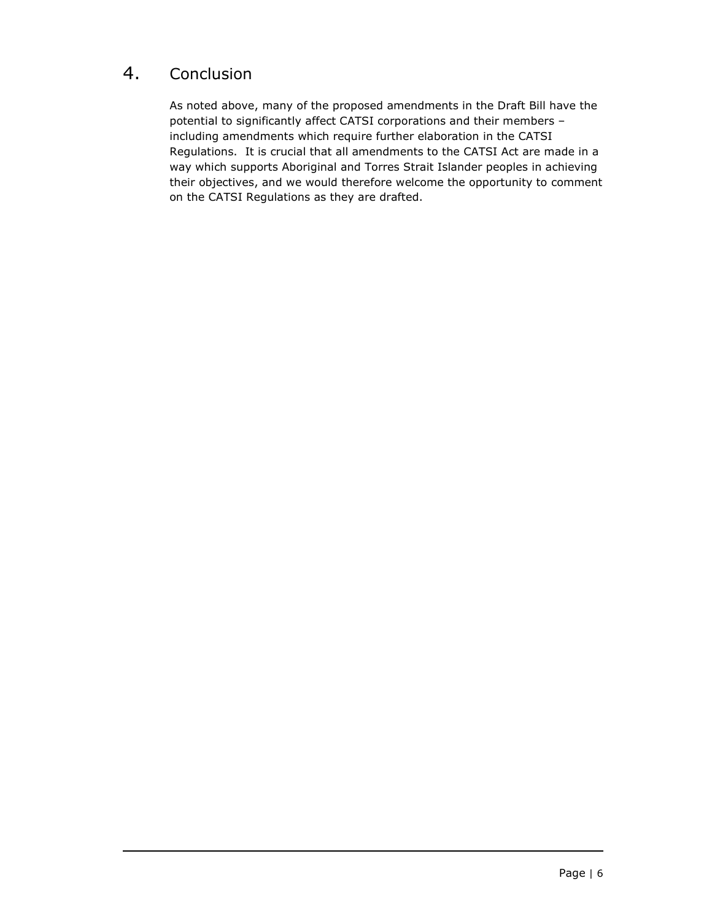## 4. Conclusion

As noted above, many of the proposed amendments in the Draft Bill have the potential to significantly affect CATSI corporations and their members – including amendments which require further elaboration in the CATSI Regulations. It is crucial that all amendments to the CATSI Act are made in a way which supports Aboriginal and Torres Strait Islander peoples in achieving their objectives, and we would therefore welcome the opportunity to comment on the CATSI Regulations as they are drafted.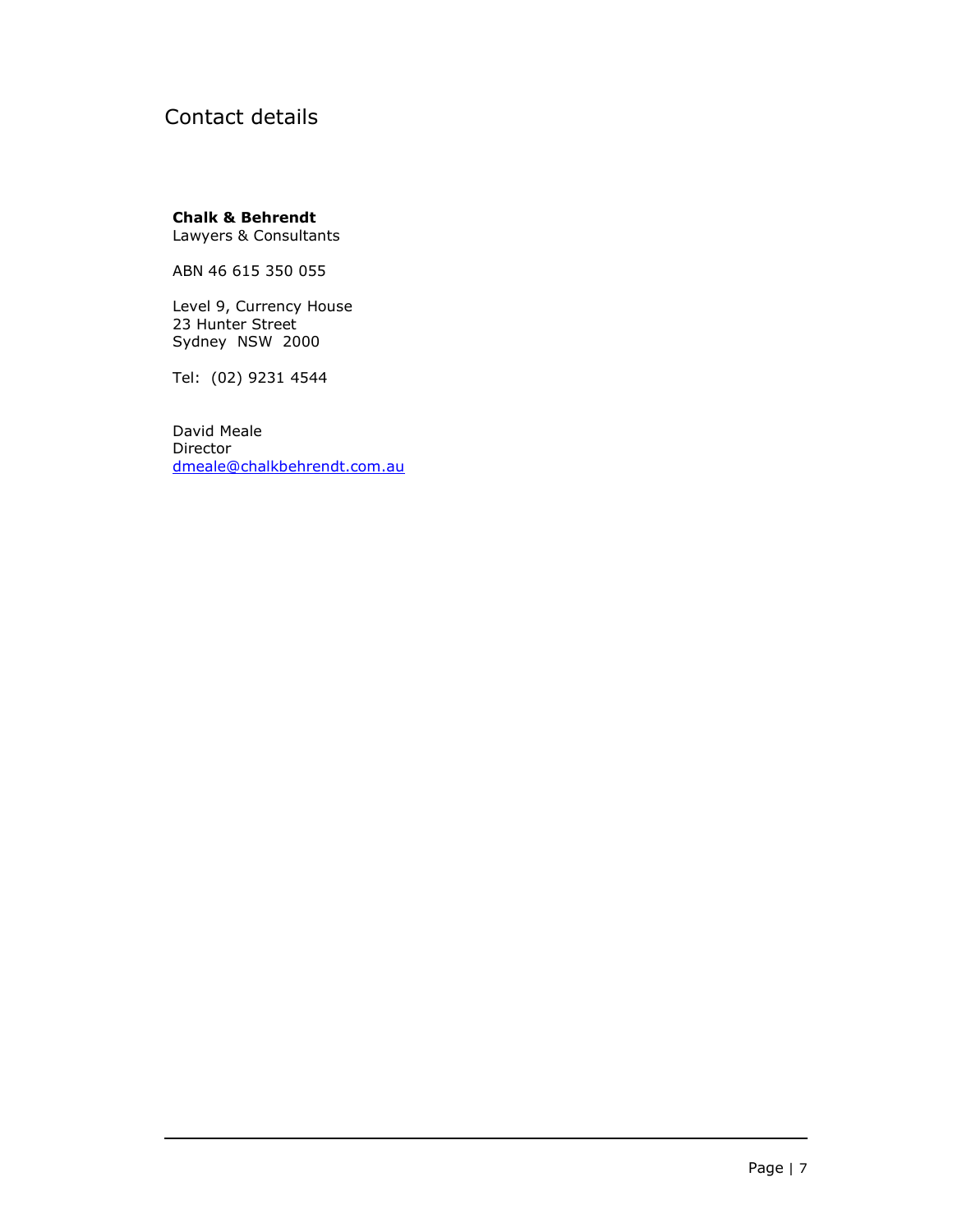# Contact details

**Chalk & Behrendt**
Lawyers & Consultants

ABN 46 615 350 055

Level 9, Currency House
23 Hunter Street
Sydney NSW 2000

Tel: (02) 9231 4544

David Meale
Director
dmeale@chalkbehrendt.com.au